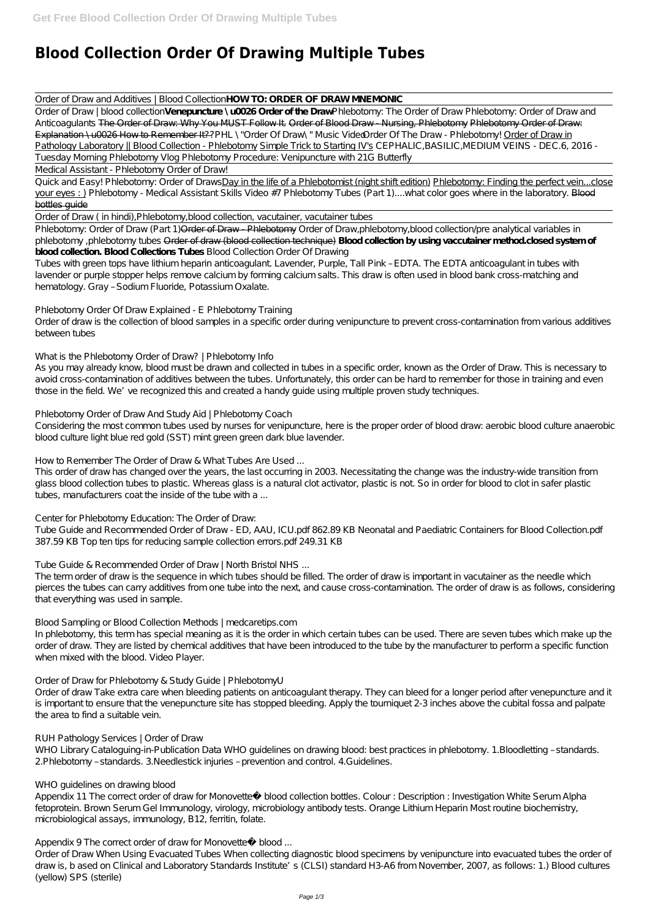# Blood Collection Order Of Drawing Multiple Tubes

Order of Draw and Additives | Blood Collection **HOW TO: ORDER OF DRAW MNEMONIC**

Order of Draw | blood collection **Venepuncture \u0026 Order of the Draw** *Phlebotomy: The Order of Draw Phlebotomy: Order of Draw and Anticoagulants* The Order of Draw: Why You MUST Follow It. Order of Blood Draw - Nursing, Phlebotomy Phlebotomy Order of Draw: Explanation \u0026 How to Remember It?? *PHL \"Order Of Draw\" Music Video* *Order Of The Draw - Phlebotomy!* Order of Draw in Pathology Laboratory || Blood Collection - Phlebotomy Simple Trick to Starting IV's *CEPHALIC,BASILIC,MEDIUM VEINS - DEC.6, 2016 - Tuesday Morning Phlebotomy Vlog Phlebotomy Procedure: Venipuncture with 21G Butterfly*

Medical Assistant - Phlebotomy Order of Draw!

Quick and Easy! Phlebotomy: Order of Draws Day in the life of a Phlebotomist (night shift edition) Phlebotomy: Finding the perfect vein...close your eyes : ) *Phlebotomy - Medical Assistant Skills Video #7* *Phlebotomy Tubes (Part 1)....what color goes where in the laboratory.* Blood bottles guide

Order of Draw ( in hindi),Phlebotomy,blood collection, vacutainer, vacutainer tubes

Phlebotomy: Order of Draw (Part 1) Order of Draw - Phlebotomy *Order of Draw,phlebotomy,blood collection/pre analytical variables in phlebotomy ,phlebotomy tubes* Order of draw (blood collection technique) **Blood collection by using vaccutainer method.closed system of blood collection. Blood Collections Tubes** *Blood Collection Order Of Drawing*

Tubes with green tops have lithium heparin anticoagulant. Lavender, Purple, Tall Pink – EDTA. The EDTA anticoagulant in tubes with lavender or purple stopper helps remove calcium by forming calcium salts. This draw is often used in blood bank cross-matching and hematology. Gray – Sodium Fluoride, Potassium Oxalate.

*Phlebotomy Order Of Draw Explained - E Phlebotomy Training*

Order of draw is the collection of blood samples in a specific order during venipuncture to prevent cross-contamination from various additives between tubes

*What is the Phlebotomy Order of Draw? | Phlebotomy Info*

As you may already know, blood must be drawn and collected in tubes in a specific order, known as the Order of Draw. This is necessary to avoid cross-contamination of additives between the tubes. Unfortunately, this order can be hard to remember for those in training and even those in the field. We've recognized this and created a handy guide using multiple proven study techniques.

*Phlebotomy Order of Draw And Study Aid | Phlebotomy Coach*

Considering the most common tubes used by nurses for venipuncture, here is the proper order of blood draw: aerobic blood culture anaerobic blood culture light blue red gold (SST) mint green green dark blue lavender.

*How to Remember The Order of Draw & What Tubes Are Used ...*

This order of draw has changed over the years, the last occurring in 2003. Necessitating the change was the industry-wide transition from glass blood collection tubes to plastic. Whereas glass is a natural clot activator, plastic is not. So in order for blood to clot in safer plastic tubes, manufacturers coat the inside of the tube with a ...

*Center for Phlebotomy Education: The Order of Draw:*

Tube Guide and Recommended Order of Draw - ED, AAU, ICU.pdf 862.89 KB Neonatal and Paediatric Containers for Blood Collection.pdf 387.59 KB Top ten tips for reducing sample collection errors.pdf 249.31 KB

*Tube Guide & Recommended Order of Draw | North Bristol NHS ...*

The term order of draw is the sequence in which tubes should be filled. The order of draw is important in vacutainer as the needle which pierces the tubes can carry additives from one tube into the next, and cause cross-contamination. The order of draw is as follows, considering that everything was used in sample.

*Blood Sampling or Blood Collection Methods | medcaretips.com*

In phlebotomy, this term has special meaning as it is the order in which certain tubes can be used. There are seven tubes which make up the order of draw. They are listed by chemical additives that have been introduced to the tube by the manufacturer to perform a specific function when mixed with the blood. Video Player.

*Order of Draw for Phlebotomy & Study Guide | PhlebotomyU*

Order of draw Take extra care when bleeding patients on anticoagulant therapy. They can bleed for a longer period after venepuncture and it is important to ensure that the venepuncture site has stopped bleeding. Apply the tourniquet 2-3 inches above the cubital fossa and palpate the area to find a suitable vein.

*RUH Pathology Services | Order of Draw*

WHO Library Cataloguing-in-Publication Data WHO guidelines on drawing blood: best practices in phlebotomy. 1.Bloodletting – standards. 2.Phlebotomy – standards. 3.Needlestick injuries – prevention and control. 4.Guidelines.

*WHO guidelines on drawing blood*

Appendix 11 The correct order of draw for Monovette® blood collection bottles. Colour : Description : Investigation White Serum Alpha fetoprotein. Brown Serum Gel Immunology, virology, microbiology antibody tests. Orange Lithium Heparin Most routine biochemistry, microbiological assays, immunology, B12, ferritin, folate.

*Appendix 9 The correct order of draw for Monovette® blood ...*

Order of Draw When Using Evacuated Tubes When collecting diagnostic blood specimens by venipuncture into evacuated tubes the order of draw is, b ased on Clinical and Laboratory Standards Institute's (CLSI) standard H3-A6 from November, 2007, as follows: 1.) Blood cultures (yellow) SPS (sterile)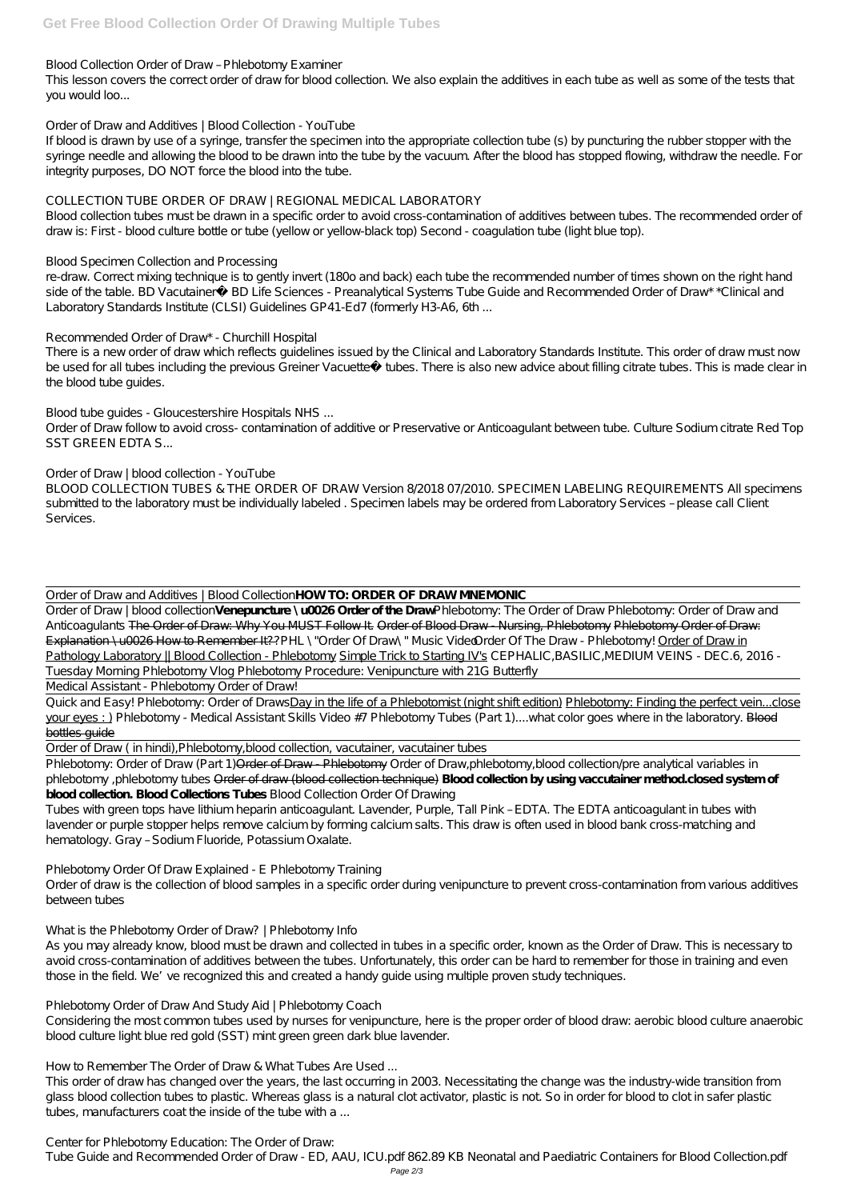Blood Collection Order of Draw – Phlebotomy Examiner
This lesson covers the correct order of draw for blood collection. We also explain the additives in each tube as well as some of the tests that you would loo...

Order of Draw and Additives | Blood Collection - YouTube
If blood is drawn by use of a syringe, transfer the specimen into the appropriate collection tube (s) by puncturing the rubber stopper with the syringe needle and allowing the blood to be drawn into the tube by the vacuum. After the blood has stopped flowing, withdraw the needle. For integrity purposes, DO NOT force the blood into the tube.

COLLECTION TUBE ORDER OF DRAW | REGIONAL MEDICAL LABORATORY
Blood collection tubes must be drawn in a specific order to avoid cross-contamination of additives between tubes. The recommended order of draw is: First - blood culture bottle or tube (yellow or yellow-black top) Second - coagulation tube (light blue top).

Blood Specimen Collection and Processing
re-draw. Correct mixing technique is to gently invert (180o and back) each tube the recommended number of times shown on the right hand side of the table. BD Vacutainer® BD Life Sciences - Preanalytical Systems Tube Guide and Recommended Order of Draw* *Clinical and Laboratory Standards Institute (CLSI) Guidelines GP41-Ed7 (formerly H3-A6, 6th ...

Recommended Order of Draw* - Churchill Hospital
There is a new order of draw which reflects guidelines issued by the Clinical and Laboratory Standards Institute. This order of draw must now be used for all tubes including the previous Greiner Vacuette® tubes. There is also new advice about filling citrate tubes. This is made clear in the blood tube guides.

Blood tube guides - Gloucestershire Hospitals NHS ...
Order of Draw follow to avoid cross- contamination of additive or Preservative or Anticoagulant between tube. Culture Sodium citrate Red Top SST GREEN EDTA S...

Order of Draw | blood collection - YouTube
BLOOD COLLECTION TUBES & THE ORDER OF DRAW Version 8/2018 07/2010. SPECIMEN LABELING REQUIREMENTS All specimens submitted to the laboratory must be individually labeled . Specimen labels may be ordered from Laboratory Services – please call Client Services.

Order of Draw and Additives | Blood Collection **HOW TO: ORDER OF DRAW MNEMONIC**

Order of Draw | blood collection **Venepuncture \u0026 Order of the Draw** *Phlebotomy: The Order of Draw* *Phlebotomy: Order of Draw and Anticoagulants* ~~The Order of Draw: Why You MUST Follow It.~~ ~~Order of Blood Draw - Nursing, Phlebotomy~~ ~~Phlebotomy Order of Draw: Explanation \u0026 How to Remember It??~~ *PHL \"Order Of Draw\" Music Video* *Order Of The Draw - Phlebotomy!* Order of Draw in Pathology Laboratory || Blood Collection - Phlebotomy Simple Trick to Starting IV's *CEPHALIC,BASILIC,MEDIUM VEINS - DEC.6, 2016 - Tuesday Morning Phlebotomy Vlog* *Phlebotomy Procedure: Venipuncture with 21G Butterfly*

Medical Assistant - Phlebotomy Order of Draw!

Quick and Easy! Phlebotomy: Order of Draws Day in the life of a Phlebotomist (night shift edition) Phlebotomy: Finding the perfect vein...close your eyes : ) *Phlebotomy - Medical Assistant Skills Video #7* *Phlebotomy Tubes (Part 1)....what color goes where in the laboratory.* ~~Blood bottles guide~~

Order of Draw ( in hindi),Phlebotomy,blood collection, vacutainer, vacutainer tubes

Phlebotomy: Order of Draw (Part 1) ~~Order of Draw - Phlebotomy~~ *Order of Draw,phlebotomy,blood collection/pre analytical variables in phlebotomy ,phlebotomy tubes* ~~Order of draw (blood collection technique)~~ **Blood collection by using vaccutainer method.closed system of blood collection. Blood Collections Tubes** *Blood Collection Order Of Drawing*
Tubes with green tops have lithium heparin anticoagulant. Lavender, Purple, Tall Pink – EDTA. The EDTA anticoagulant in tubes with lavender or purple stopper helps remove calcium by forming calcium salts. This draw is often used in blood bank cross-matching and hematology. Gray – Sodium Fluoride, Potassium Oxalate.

Phlebotomy Order Of Draw Explained - E Phlebotomy Training
Order of draw is the collection of blood samples in a specific order during venipuncture to prevent cross-contamination from various additives between tubes

What is the Phlebotomy Order of Draw? | Phlebotomy Info
As you may already know, blood must be drawn and collected in tubes in a specific order, known as the Order of Draw. This is necessary to avoid cross-contamination of additives between the tubes. Unfortunately, this order can be hard to remember for those in training and even those in the field. We've recognized this and created a handy guide using multiple proven study techniques.

Phlebotomy Order of Draw And Study Aid | Phlebotomy Coach
Considering the most common tubes used by nurses for venipuncture, here is the proper order of blood draw: aerobic blood culture anaerobic blood culture light blue red gold (SST) mint green green dark blue lavender.

How to Remember The Order of Draw & What Tubes Are Used ...
This order of draw has changed over the years, the last occurring in 2003. Necessitating the change was the industry-wide transition from glass blood collection tubes to plastic. Whereas glass is a natural clot activator, plastic is not. So in order for blood to clot in safer plastic tubes, manufacturers coat the inside of the tube with a ...

Center for Phlebotomy Education: The Order of Draw:
Tube Guide and Recommended Order of Draw - ED, AAU, ICU.pdf 862.89 KB Neonatal and Paediatric Containers for Blood Collection.pdf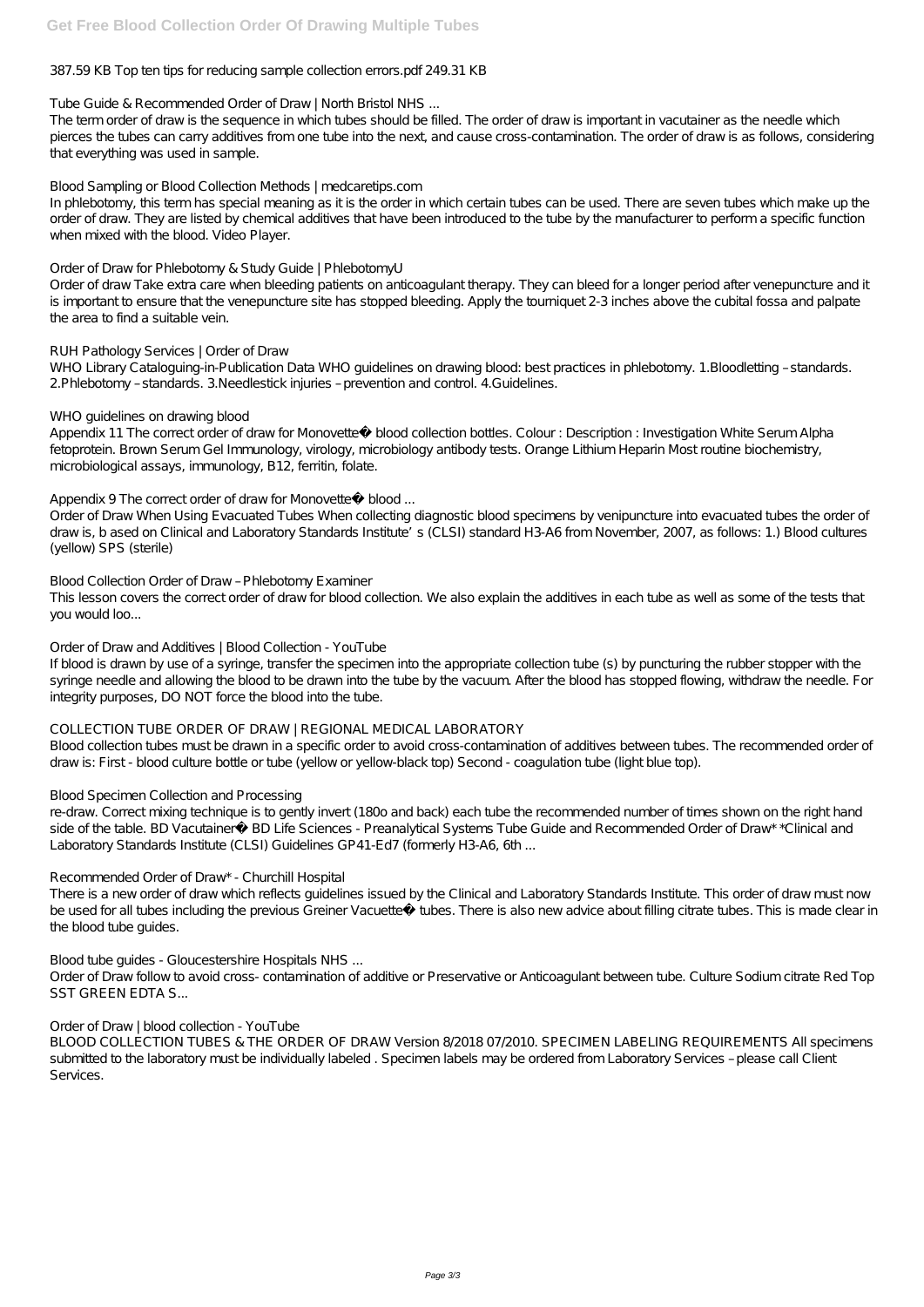387.59 KB Top ten tips for reducing sample collection errors.pdf 249.31 KB

*Tube Guide & Recommended Order of Draw | North Bristol NHS ...*

The term order of draw is the sequence in which tubes should be filled. The order of draw is important in vacutainer as the needle which pierces the tubes can carry additives from one tube into the next, and cause cross-contamination. The order of draw is as follows, considering that everything was used in sample.

*Blood Sampling or Blood Collection Methods | medcaretips.com*

In phlebotomy, this term has special meaning as it is the order in which certain tubes can be used. There are seven tubes which make up the order of draw. They are listed by chemical additives that have been introduced to the tube by the manufacturer to perform a specific function when mixed with the blood. Video Player.

*Order of Draw for Phlebotomy & Study Guide | PhlebotomyU*

Order of draw Take extra care when bleeding patients on anticoagulant therapy. They can bleed for a longer period after venepuncture and it is important to ensure that the venepuncture site has stopped bleeding. Apply the tourniquet 2-3 inches above the cubital fossa and palpate the area to find a suitable vein.

*RUH Pathology Services | Order of Draw*

WHO Library Cataloguing-in-Publication Data WHO guidelines on drawing blood: best practices in phlebotomy. 1.Bloodletting – standards. 2.Phlebotomy – standards. 3.Needlestick injuries – prevention and control. 4.Guidelines.

*WHO guidelines on drawing blood*

Appendix 11 The correct order of draw for Monovette® blood collection bottles. Colour : Description : Investigation White Serum Alpha fetoprotein. Brown Serum Gel Immunology, virology, microbiology antibody tests. Orange Lithium Heparin Most routine biochemistry, microbiological assays, immunology, B12, ferritin, folate.

*Appendix 9 The correct order of draw for Monovette® blood ...*

Order of Draw When Using Evacuated Tubes When collecting diagnostic blood specimens by venipuncture into evacuated tubes the order of draw is, b ased on Clinical and Laboratory Standards Institute's (CLSI) standard H3-A6 from November, 2007, as follows: 1.) Blood cultures (yellow) SPS (sterile)

*Blood Collection Order of Draw – Phlebotomy Examiner*

This lesson covers the correct order of draw for blood collection. We also explain the additives in each tube as well as some of the tests that you would loo...

*Order of Draw and Additives | Blood Collection - YouTube*

If blood is drawn by use of a syringe, transfer the specimen into the appropriate collection tube (s) by puncturing the rubber stopper with the syringe needle and allowing the blood to be drawn into the tube by the vacuum. After the blood has stopped flowing, withdraw the needle. For integrity purposes, DO NOT force the blood into the tube.

*COLLECTION TUBE ORDER OF DRAW | REGIONAL MEDICAL LABORATORY*

Blood collection tubes must be drawn in a specific order to avoid cross-contamination of additives between tubes. The recommended order of draw is: First - blood culture bottle or tube (yellow or yellow-black top) Second - coagulation tube (light blue top).

*Blood Specimen Collection and Processing*

re-draw. Correct mixing technique is to gently invert (180o and back) each tube the recommended number of times shown on the right hand side of the table. BD Vacutainer® BD Life Sciences - Preanalytical Systems Tube Guide and Recommended Order of Draw* *Clinical and Laboratory Standards Institute (CLSI) Guidelines GP41-Ed7 (formerly H3-A6, 6th ...

*Recommended Order of Draw* - Churchill Hospital*

There is a new order of draw which reflects guidelines issued by the Clinical and Laboratory Standards Institute. This order of draw must now be used for all tubes including the previous Greiner Vacuette® tubes. There is also new advice about filling citrate tubes. This is made clear in the blood tube guides.

*Blood tube guides - Gloucestershire Hospitals NHS ...*

Order of Draw follow to avoid cross- contamination of additive or Preservative or Anticoagulant between tube. Culture Sodium citrate Red Top SST GREEN EDTA S...

*Order of Draw | blood collection - YouTube*

BLOOD COLLECTION TUBES & THE ORDER OF DRAW Version 8/2018 07/2010. SPECIMEN LABELING REQUIREMENTS All specimens submitted to the laboratory must be individually labeled . Specimen labels may be ordered from Laboratory Services – please call Client Services.